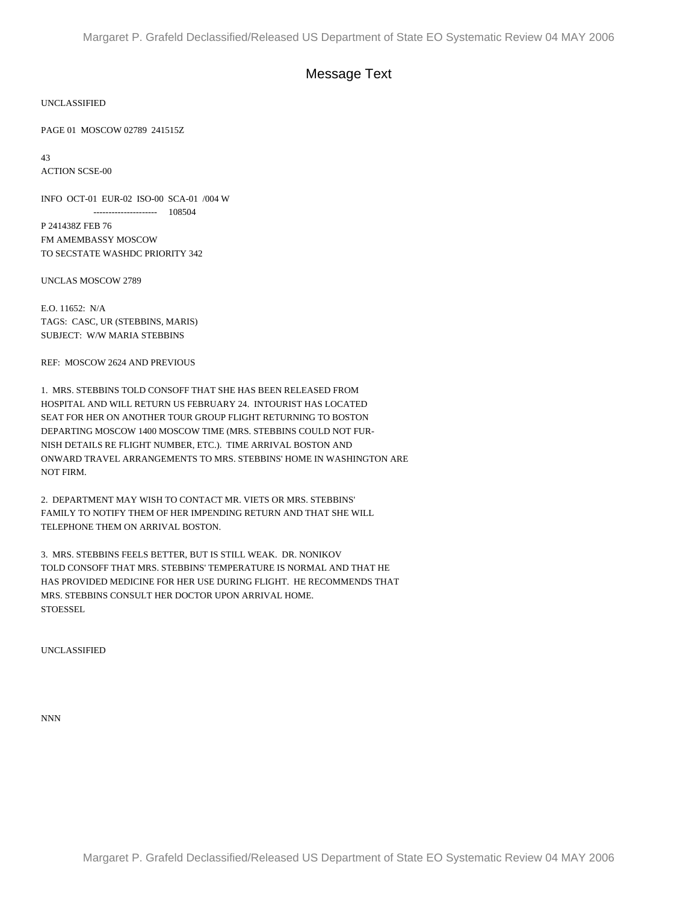# Message Text

UNCLASSIFIED

PAGE 01 MOSCOW 02789 241515Z

43
ACTION SCSE-00

INFO OCT-01 EUR-02 ISO-00 SCA-01 /004 W
--------------------- 108504
P 241438Z FEB 76
FM AMEMBASSY MOSCOW
TO SECSTATE WASHDC PRIORITY 342

UNCLAS MOSCOW 2789

E.O. 11652: N/A
TAGS: CASC, UR (STEBBINS, MARIS)
SUBJECT: W/W MARIA STEBBINS

REF: MOSCOW 2624 AND PREVIOUS

1. MRS. STEBBINS TOLD CONSOFF THAT SHE HAS BEEN RELEASED FROM HOSPITAL AND WILL RETURN US FEBRUARY 24. INTOURIST HAS LOCATED SEAT FOR HER ON ANOTHER TOUR GROUP FLIGHT RETURNING TO BOSTON DEPARTING MOSCOW 1400 MOSCOW TIME (MRS. STEBBINS COULD NOT FURNISH DETAILS RE FLIGHT NUMBER, ETC.). TIME ARRIVAL BOSTON AND ONWARD TRAVEL ARRANGEMENTS TO MRS. STEBBINS' HOME IN WASHINGTON ARE NOT FIRM.

2. DEPARTMENT MAY WISH TO CONTACT MR. VIETS OR MRS. STEBBINS' FAMILY TO NOTIFY THEM OF HER IMPENDING RETURN AND THAT SHE WILL TELEPHONE THEM ON ARRIVAL BOSTON.

3. MRS. STEBBINS FEELS BETTER, BUT IS STILL WEAK. DR. NONIKOV TOLD CONSOFF THAT MRS. STEBBINS' TEMPERATURE IS NORMAL AND THAT HE HAS PROVIDED MEDICINE FOR HER USE DURING FLIGHT. HE RECOMMENDS THAT MRS. STEBBINS CONSULT HER DOCTOR UPON ARRIVAL HOME.
STOESSEL

UNCLASSIFIED

NNN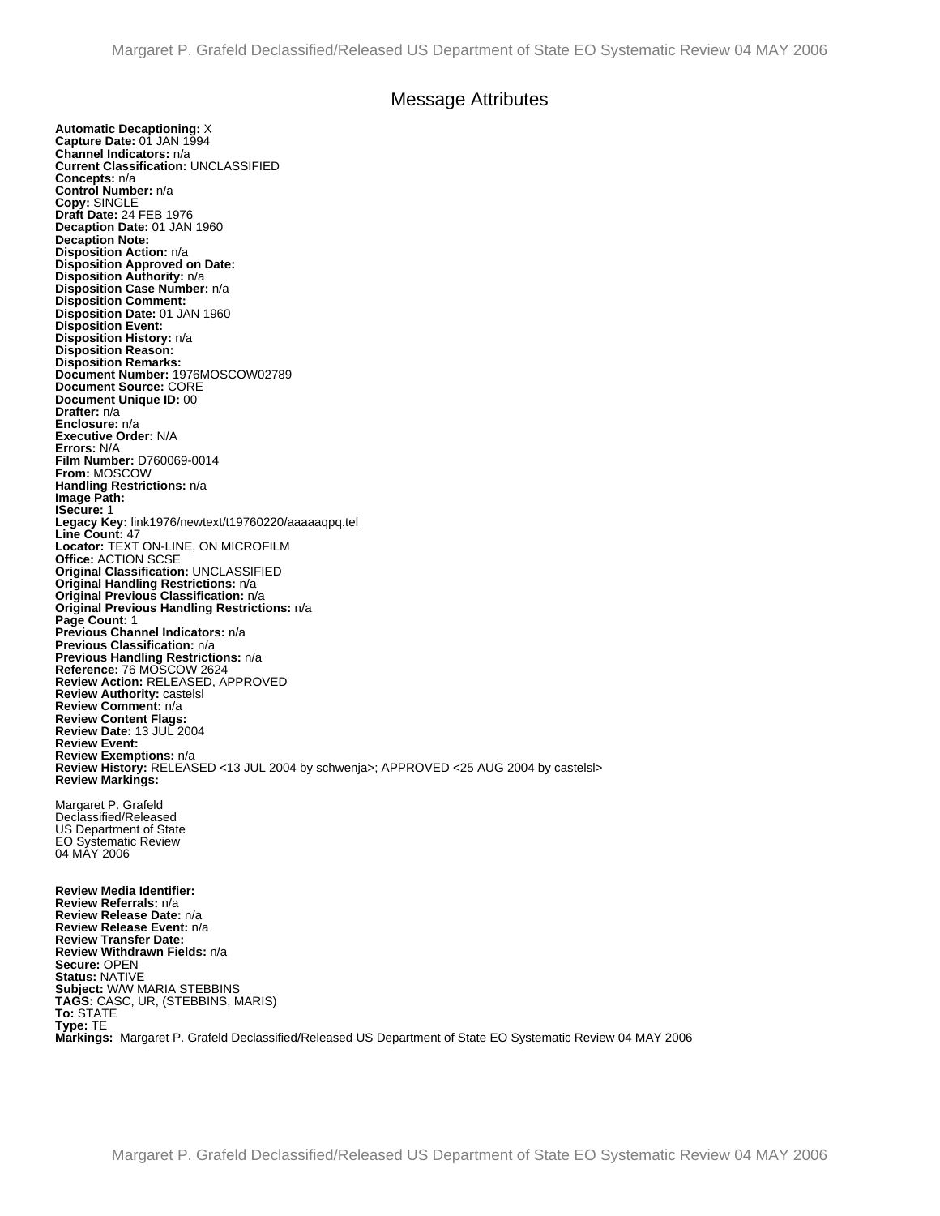# Message Attributes

**Automatic Decaptioning:** X
**Capture Date:** 01 JAN 1994
**Channel Indicators:** n/a
**Current Classification:** UNCLASSIFIED
**Concepts:** n/a
**Control Number:** n/a
**Copy:** SINGLE
**Draft Date:** 24 FEB 1976
**Decaption Date:** 01 JAN 1960
**Decaption Note:**
**Disposition Action:** n/a
**Disposition Approved on Date:**
**Disposition Authority:** n/a
**Disposition Case Number:** n/a
**Disposition Comment:**
**Disposition Date:** 01 JAN 1960
**Disposition Event:**
**Disposition History:** n/a
**Disposition Reason:**
**Disposition Remarks:**
**Document Number:** 1976MOSCOW02789
**Document Source:** CORE
**Document Unique ID:** 00
**Drafter:** n/a
**Enclosure:** n/a
**Executive Order:** N/A
**Errors:** N/A
**Film Number:** D760069-0014
**From:** MOSCOW
**Handling Restrictions:** n/a
**Image Path:**
**ISecure:** 1
**Legacy Key:** link1976/newtext/t19760220/aaaaaqpq.tel
**Line Count:** 47
**Locator:** TEXT ON-LINE, ON MICROFILM
**Office:** ACTION SCSE
**Original Classification:** UNCLASSIFIED
**Original Handling Restrictions:** n/a
**Original Previous Classification:** n/a
**Original Previous Handling Restrictions:** n/a
**Page Count:** 1
**Previous Channel Indicators:** n/a
**Previous Classification:** n/a
**Previous Handling Restrictions:** n/a
**Reference:** 76 MOSCOW 2624
**Review Action:** RELEASED, APPROVED
**Review Authority:** castelsl
**Review Comment:** n/a
**Review Content Flags:**
**Review Date:** 13 JUL 2004
**Review Event:**
**Review Exemptions:** n/a
**Review History:** RELEASED <13 JUL 2004 by schwenja>; APPROVED <25 AUG 2004 by castelsl>
**Review Markings:**

Margaret P. Grafeld
Declassified/Released
US Department of State
EO Systematic Review
04 MAY 2006

**Review Media Identifier:**
**Review Referrals:** n/a
**Review Release Date:** n/a
**Review Release Event:** n/a
**Review Transfer Date:**
**Review Withdrawn Fields:** n/a
**Secure:** OPEN
**Status:** NATIVE
**Subject:** W/W MARIA STEBBINS
**TAGS:** CASC, UR, (STEBBINS, MARIS)
**To:** STATE
**Type:** TE
**Markings:** Margaret P. Grafeld Declassified/Released US Department of State EO Systematic Review 04 MAY 2006